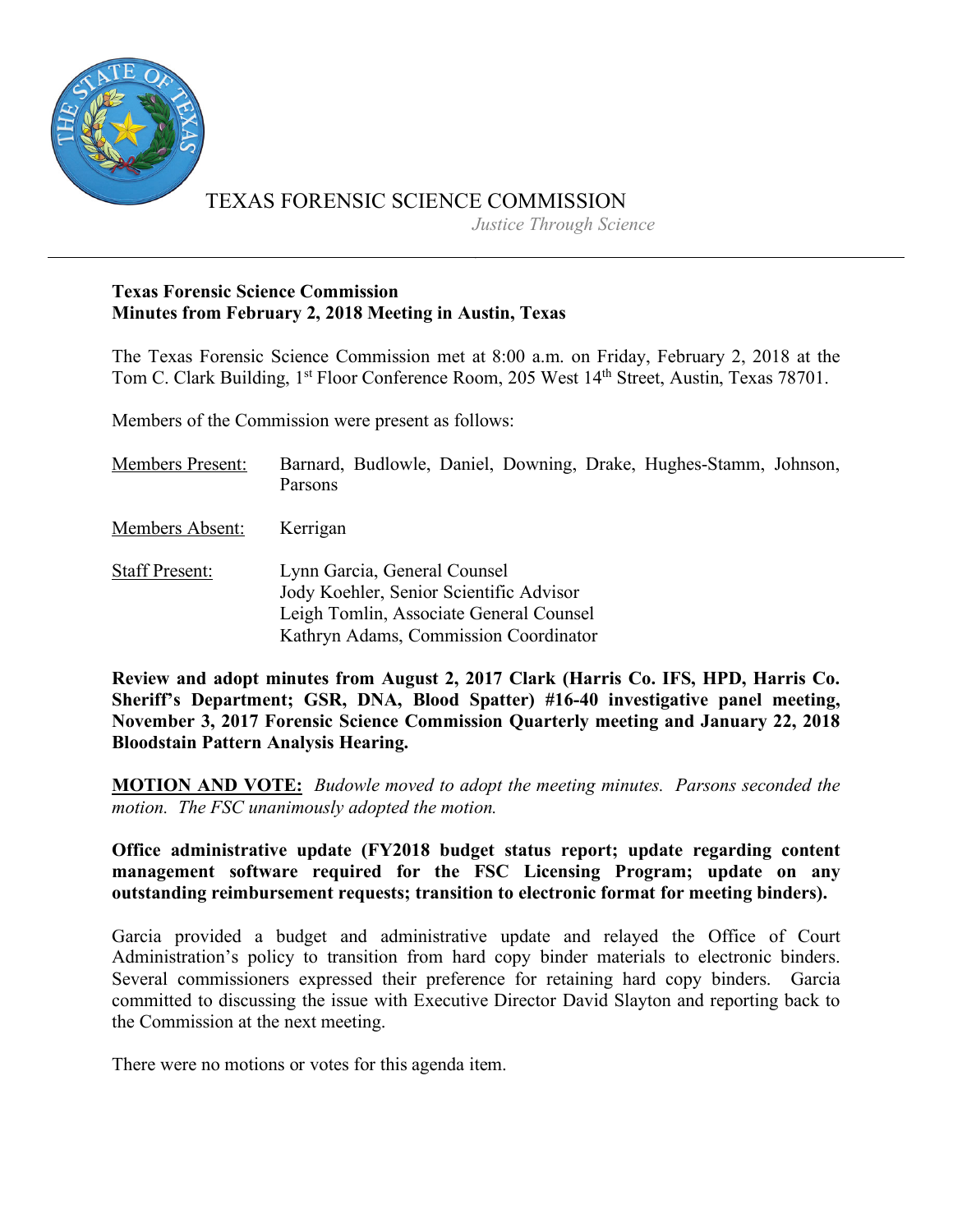TEXAS FORENSIC SCIENCE COMMISSION

*Justice Through Science*

---

**Texas Forensic Science Commission**
**Minutes from February 2, 2018 Meeting in Austin, Texas**

The Texas Forensic Science Commission met at 8:00 a.m. on Friday, February 2, 2018 at the Tom C. Clark Building, 1st Floor Conference Room, 205 West 14th Street, Austin, Texas 78701.

Members of the Commission were present as follows:

| | |
|---|---|
| Members Present: | Barnard, Budlowle, Daniel, Downing, Drake, Hughes-Stamm, Johnson, Parsons |
| Members Absent: | Kerrigan |
| Staff Present: | Lynn Garcia, General Counsel<br>Jody Koehler, Senior Scientific Advisor<br>Leigh Tomlin, Associate General Counsel<br>Kathryn Adams, Commission Coordinator |

**Review and adopt minutes from August 2, 2017 Clark (Harris Co. IFS, HPD, Harris Co. Sheriff's Department; GSR, DNA, Blood Spatter) #16-40 investigative panel meeting, November 3, 2017 Forensic Science Commission Quarterly meeting and January 22, 2018 Bloodstain Pattern Analysis Hearing.**

**MOTION AND VOTE:** *Budowle moved to adopt the meeting minutes. Parsons seconded the motion. The FSC unanimously adopted the motion.*

**Office administrative update (FY2018 budget status report; update regarding content management software required for the FSC Licensing Program; update on any outstanding reimbursement requests; transition to electronic format for meeting binders).**

Garcia provided a budget and administrative update and relayed the Office of Court Administration's policy to transition from hard copy binder materials to electronic binders. Several commissioners expressed their preference for retaining hard copy binders. Garcia committed to discussing the issue with Executive Director David Slayton and reporting back to the Commission at the next meeting.

There were no motions or votes for this agenda item.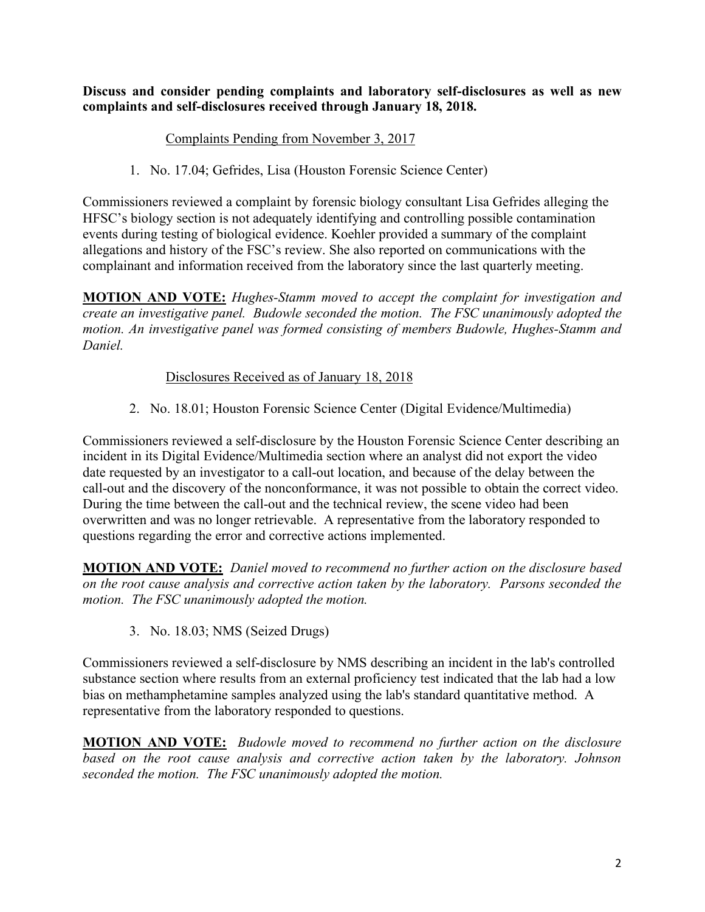**Discuss and consider pending complaints and laboratory self-disclosures as well as new complaints and self-disclosures received through January 18, 2018.**

Complaints Pending from November 3, 2017

1. No. 17.04; Gefrides, Lisa (Houston Forensic Science Center)

Commissioners reviewed a complaint by forensic biology consultant Lisa Gefrides alleging the HFSC's biology section is not adequately identifying and controlling possible contamination events during testing of biological evidence. Koehler provided a summary of the complaint allegations and history of the FSC's review. She also reported on communications with the complainant and information received from the laboratory since the last quarterly meeting.

**MOTION AND VOTE:** *Hughes-Stamm moved to accept the complaint for investigation and create an investigative panel. Budowle seconded the motion. The FSC unanimously adopted the motion. An investigative panel was formed consisting of members Budowle, Hughes-Stamm and Daniel.*

Disclosures Received as of January 18, 2018

2. No. 18.01; Houston Forensic Science Center (Digital Evidence/Multimedia)

Commissioners reviewed a self-disclosure by the Houston Forensic Science Center describing an incident in its Digital Evidence/Multimedia section where an analyst did not export the video date requested by an investigator to a call-out location, and because of the delay between the call-out and the discovery of the nonconformance, it was not possible to obtain the correct video. During the time between the call-out and the technical review, the scene video had been overwritten and was no longer retrievable. A representative from the laboratory responded to questions regarding the error and corrective actions implemented.

**MOTION AND VOTE:** *Daniel moved to recommend no further action on the disclosure based on the root cause analysis and corrective action taken by the laboratory. Parsons seconded the motion. The FSC unanimously adopted the motion.*

3. No. 18.03; NMS (Seized Drugs)

Commissioners reviewed a self-disclosure by NMS describing an incident in the lab's controlled substance section where results from an external proficiency test indicated that the lab had a low bias on methamphetamine samples analyzed using the lab's standard quantitative method. A representative from the laboratory responded to questions.

**MOTION AND VOTE:** *Budowle moved to recommend no further action on the disclosure based on the root cause analysis and corrective action taken by the laboratory. Johnson seconded the motion. The FSC unanimously adopted the motion.*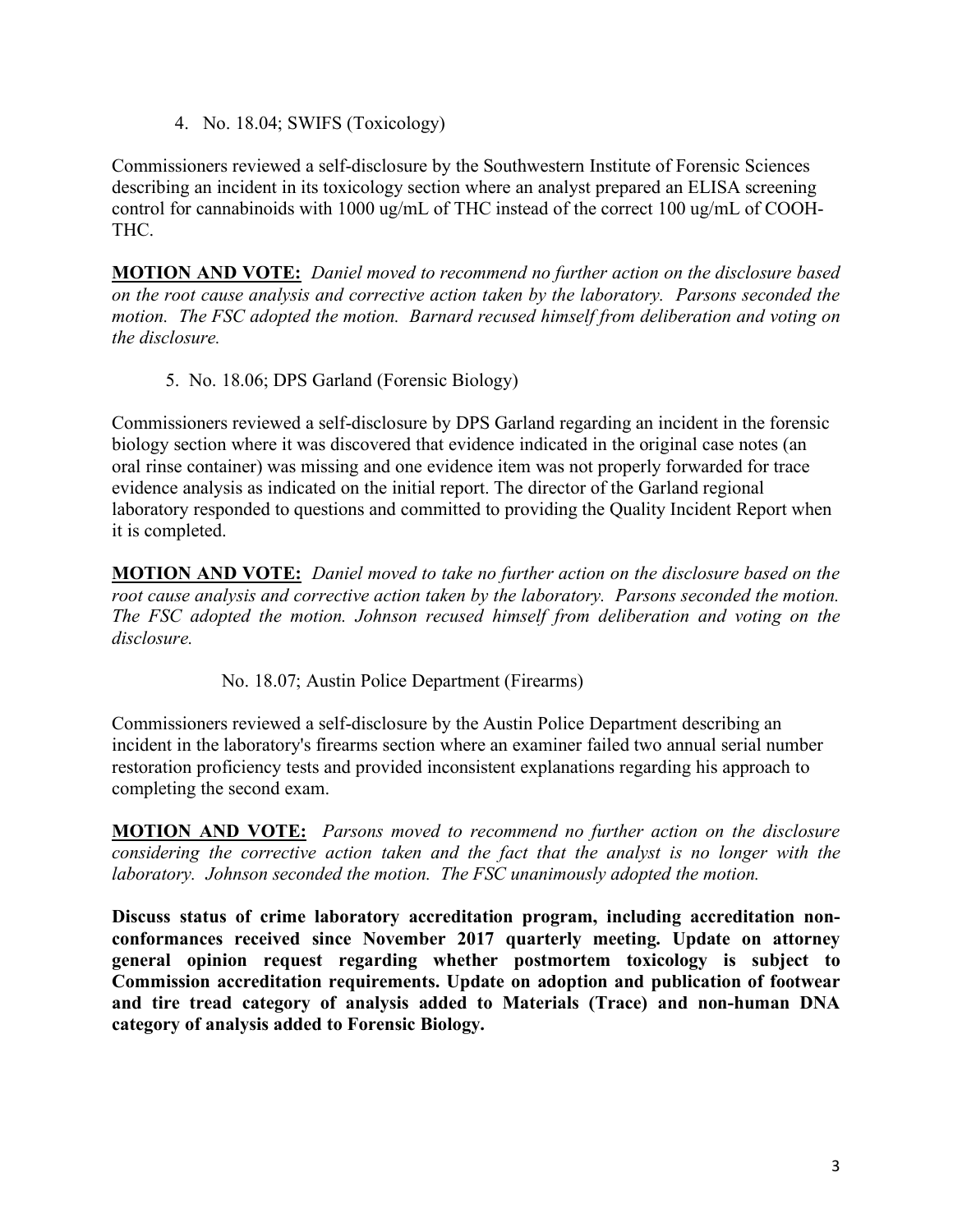4. No. 18.04; SWIFS (Toxicology)

Commissioners reviewed a self-disclosure by the Southwestern Institute of Forensic Sciences describing an incident in its toxicology section where an analyst prepared an ELISA screening control for cannabinoids with 1000 ug/mL of THC instead of the correct 100 ug/mL of COOH-THC.

**MOTION AND VOTE:** *Daniel moved to recommend no further action on the disclosure based on the root cause analysis and corrective action taken by the laboratory. Parsons seconded the motion. The FSC adopted the motion. Barnard recused himself from deliberation and voting on the disclosure.*

5. No. 18.06; DPS Garland (Forensic Biology)

Commissioners reviewed a self-disclosure by DPS Garland regarding an incident in the forensic biology section where it was discovered that evidence indicated in the original case notes (an oral rinse container) was missing and one evidence item was not properly forwarded for trace evidence analysis as indicated on the initial report. The director of the Garland regional laboratory responded to questions and committed to providing the Quality Incident Report when it is completed.

**MOTION AND VOTE:** *Daniel moved to take no further action on the disclosure based on the root cause analysis and corrective action taken by the laboratory. Parsons seconded the motion. The FSC adopted the motion. Johnson recused himself from deliberation and voting on the disclosure.*

No. 18.07; Austin Police Department (Firearms)

Commissioners reviewed a self-disclosure by the Austin Police Department describing an incident in the laboratory's firearms section where an examiner failed two annual serial number restoration proficiency tests and provided inconsistent explanations regarding his approach to completing the second exam.

**MOTION AND VOTE:** *Parsons moved to recommend no further action on the disclosure considering the corrective action taken and the fact that the analyst is no longer with the laboratory. Johnson seconded the motion. The FSC unanimously adopted the motion.*

**Discuss status of crime laboratory accreditation program, including accreditation non-conformances received since November 2017 quarterly meeting. Update on attorney general opinion request regarding whether postmortem toxicology is subject to Commission accreditation requirements. Update on adoption and publication of footwear and tire tread category of analysis added to Materials (Trace) and non-human DNA category of analysis added to Forensic Biology.**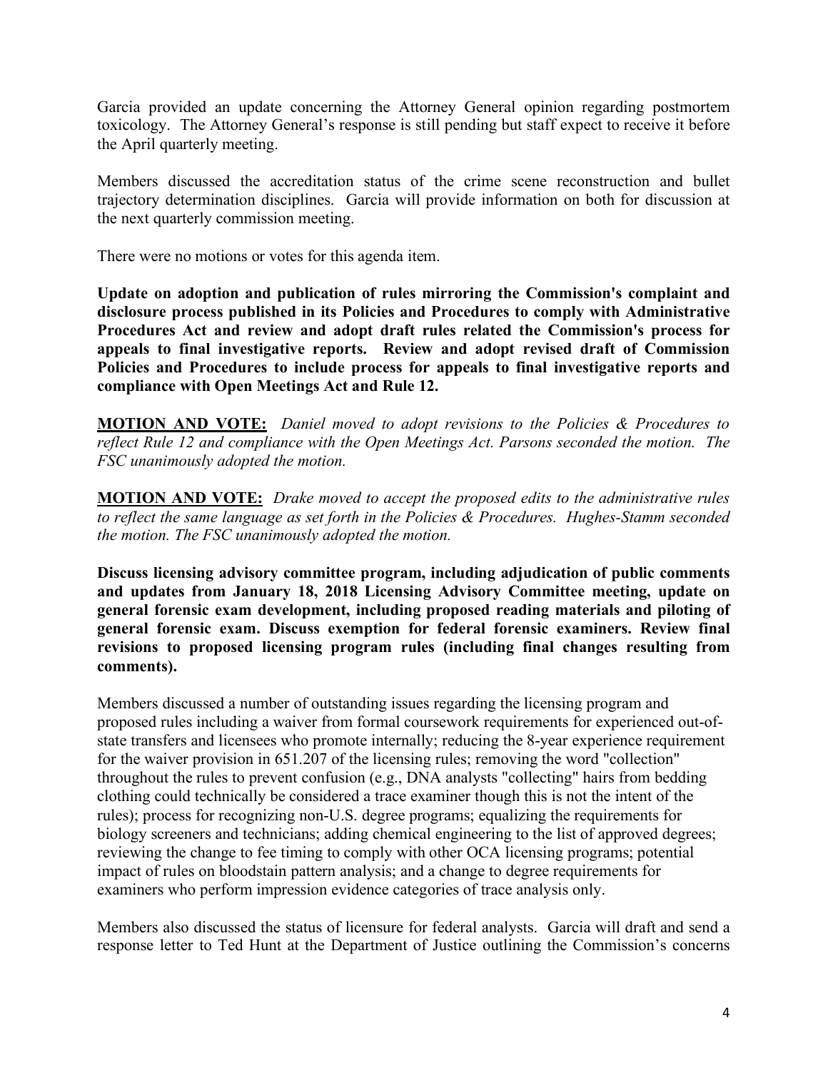Garcia provided an update concerning the Attorney General opinion regarding postmortem toxicology. The Attorney General's response is still pending but staff expect to receive it before the April quarterly meeting.

Members discussed the accreditation status of the crime scene reconstruction and bullet trajectory determination disciplines. Garcia will provide information on both for discussion at the next quarterly commission meeting.

There were no motions or votes for this agenda item.

**Update on adoption and publication of rules mirroring the Commission's complaint and disclosure process published in its Policies and Procedures to comply with Administrative Procedures Act and review and adopt draft rules related the Commission's process for appeals to final investigative reports. Review and adopt revised draft of Commission Policies and Procedures to include process for appeals to final investigative reports and compliance with Open Meetings Act and Rule 12.**

**<u>MOTION AND VOTE:</u>** *Daniel moved to adopt revisions to the Policies & Procedures to reflect Rule 12 and compliance with the Open Meetings Act. Parsons seconded the motion. The FSC unanimously adopted the motion.*

**<u>MOTION AND VOTE:</u>** *Drake moved to accept the proposed edits to the administrative rules to reflect the same language as set forth in the Policies & Procedures. Hughes-Stamm seconded the motion. The FSC unanimously adopted the motion.*

**Discuss licensing advisory committee program, including adjudication of public comments and updates from January 18, 2018 Licensing Advisory Committee meeting, update on general forensic exam development, including proposed reading materials and piloting of general forensic exam. Discuss exemption for federal forensic examiners. Review final revisions to proposed licensing program rules (including final changes resulting from comments).**

Members discussed a number of outstanding issues regarding the licensing program and proposed rules including a waiver from formal coursework requirements for experienced out-of-state transfers and licensees who promote internally; reducing the 8-year experience requirement for the waiver provision in 651.207 of the licensing rules; removing the word "collection" throughout the rules to prevent confusion (e.g., DNA analysts "collecting" hairs from bedding clothing could technically be considered a trace examiner though this is not the intent of the rules); process for recognizing non-U.S. degree programs; equalizing the requirements for biology screeners and technicians; adding chemical engineering to the list of approved degrees; reviewing the change to fee timing to comply with other OCA licensing programs; potential impact of rules on bloodstain pattern analysis; and a change to degree requirements for examiners who perform impression evidence categories of trace analysis only.

Members also discussed the status of licensure for federal analysts. Garcia will draft and send a response letter to Ted Hunt at the Department of Justice outlining the Commission's concerns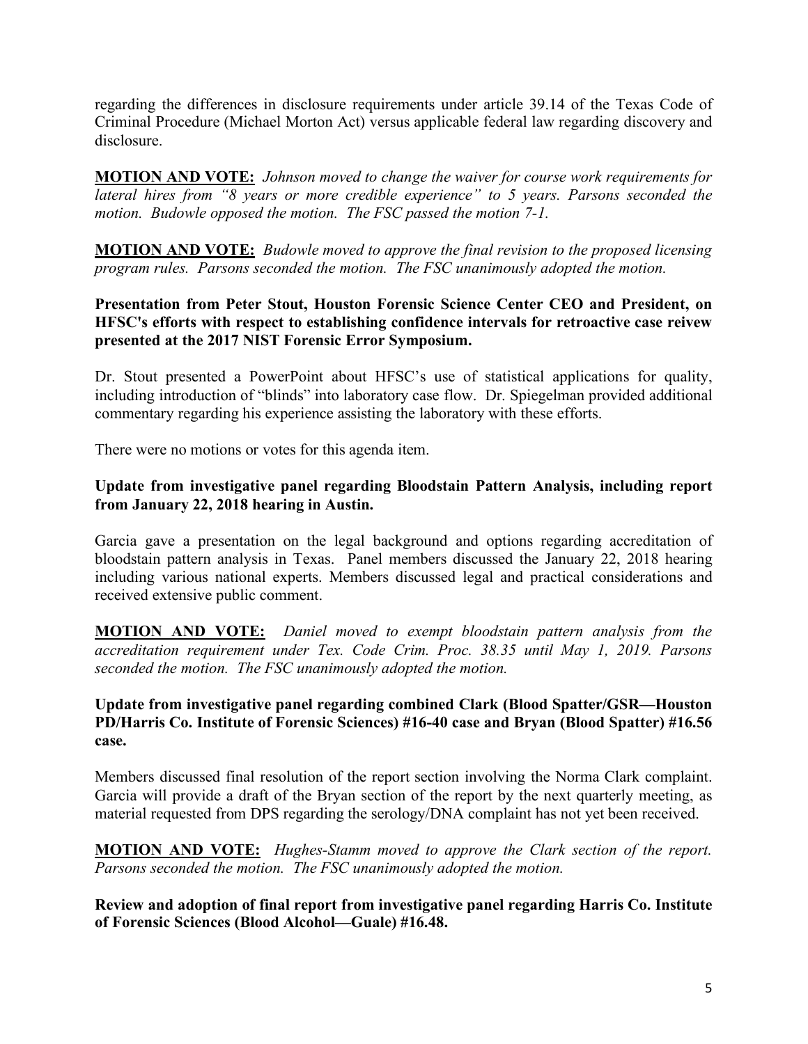regarding the differences in disclosure requirements under article 39.14 of the Texas Code of Criminal Procedure (Michael Morton Act) versus applicable federal law regarding discovery and disclosure.

**MOTION AND VOTE:** *Johnson moved to change the waiver for course work requirements for lateral hires from "8 years or more credible experience" to 5 years. Parsons seconded the motion. Budowle opposed the motion. The FSC passed the motion 7-1.*

**MOTION AND VOTE:** *Budowle moved to approve the final revision to the proposed licensing program rules. Parsons seconded the motion. The FSC unanimously adopted the motion.*

**Presentation from Peter Stout, Houston Forensic Science Center CEO and President, on HFSC's efforts with respect to establishing confidence intervals for retroactive case reivew presented at the 2017 NIST Forensic Error Symposium.**

Dr. Stout presented a PowerPoint about HFSC's use of statistical applications for quality, including introduction of "blinds" into laboratory case flow. Dr. Spiegelman provided additional commentary regarding his experience assisting the laboratory with these efforts.

There were no motions or votes for this agenda item.

**Update from investigative panel regarding Bloodstain Pattern Analysis, including report from January 22, 2018 hearing in Austin.**

Garcia gave a presentation on the legal background and options regarding accreditation of bloodstain pattern analysis in Texas. Panel members discussed the January 22, 2018 hearing including various national experts. Members discussed legal and practical considerations and received extensive public comment.

**MOTION AND VOTE:** *Daniel moved to exempt bloodstain pattern analysis from the accreditation requirement under Tex. Code Crim. Proc. 38.35 until May 1, 2019. Parsons seconded the motion. The FSC unanimously adopted the motion.*

**Update from investigative panel regarding combined Clark (Blood Spatter/GSR—Houston PD/Harris Co. Institute of Forensic Sciences) #16-40 case and Bryan (Blood Spatter) #16.56 case.**

Members discussed final resolution of the report section involving the Norma Clark complaint. Garcia will provide a draft of the Bryan section of the report by the next quarterly meeting, as material requested from DPS regarding the serology/DNA complaint has not yet been received.

**MOTION AND VOTE:** *Hughes-Stamm moved to approve the Clark section of the report. Parsons seconded the motion. The FSC unanimously adopted the motion.*

**Review and adoption of final report from investigative panel regarding Harris Co. Institute of Forensic Sciences (Blood Alcohol—Guale) #16.48.**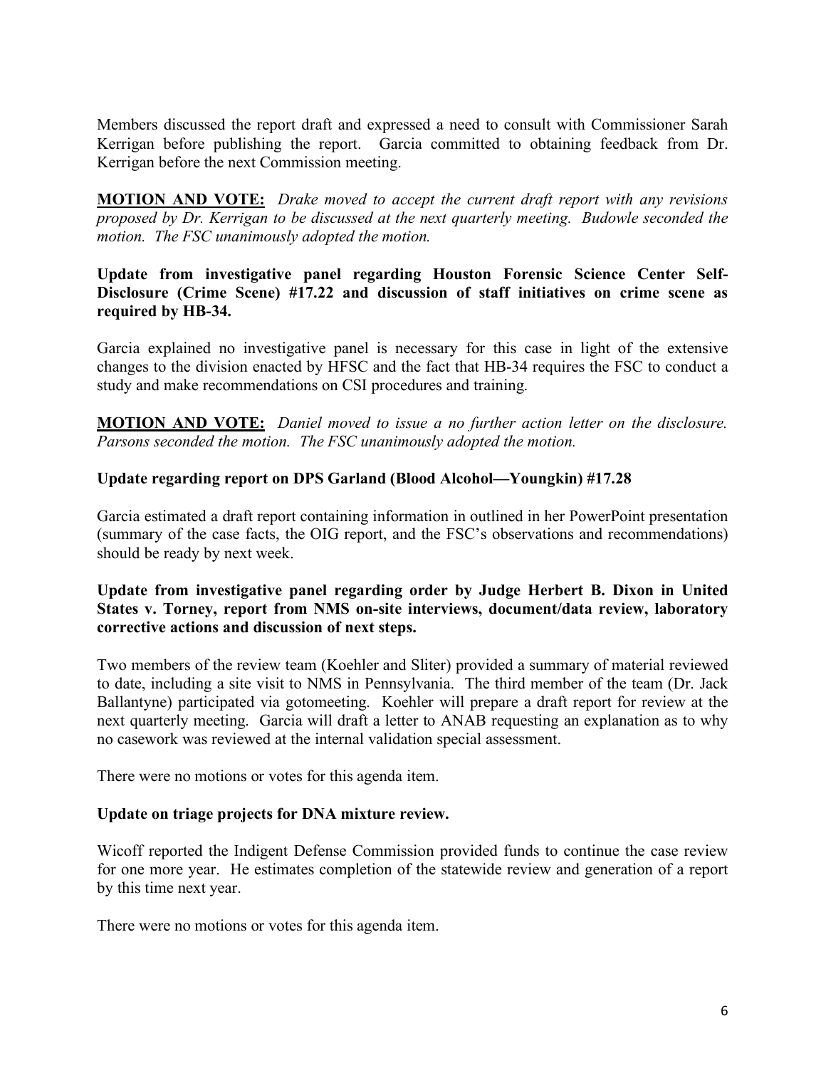Members discussed the report draft and expressed a need to consult with Commissioner Sarah Kerrigan before publishing the report. Garcia committed to obtaining feedback from Dr. Kerrigan before the next Commission meeting.

**MOTION AND VOTE:** *Drake moved to accept the current draft report with any revisions proposed by Dr. Kerrigan to be discussed at the next quarterly meeting. Budowle seconded the motion. The FSC unanimously adopted the motion.*

**Update from investigative panel regarding Houston Forensic Science Center Self-Disclosure (Crime Scene) #17.22 and discussion of staff initiatives on crime scene as required by HB-34.**

Garcia explained no investigative panel is necessary for this case in light of the extensive changes to the division enacted by HFSC and the fact that HB-34 requires the FSC to conduct a study and make recommendations on CSI procedures and training.

**MOTION AND VOTE:** *Daniel moved to issue a no further action letter on the disclosure. Parsons seconded the motion. The FSC unanimously adopted the motion.*

**Update regarding report on DPS Garland (Blood Alcohol—Youngkin) #17.28**

Garcia estimated a draft report containing information in outlined in her PowerPoint presentation (summary of the case facts, the OIG report, and the FSC's observations and recommendations) should be ready by next week.

**Update from investigative panel regarding order by Judge Herbert B. Dixon in United States v. Torney, report from NMS on-site interviews, document/data review, laboratory corrective actions and discussion of next steps.**

Two members of the review team (Koehler and Sliter) provided a summary of material reviewed to date, including a site visit to NMS in Pennsylvania. The third member of the team (Dr. Jack Ballantyne) participated via gotomeeting. Koehler will prepare a draft report for review at the next quarterly meeting. Garcia will draft a letter to ANAB requesting an explanation as to why no casework was reviewed at the internal validation special assessment.

There were no motions or votes for this agenda item.

**Update on triage projects for DNA mixture review.**

Wicoff reported the Indigent Defense Commission provided funds to continue the case review for one more year. He estimates completion of the statewide review and generation of a report by this time next year.

There were no motions or votes for this agenda item.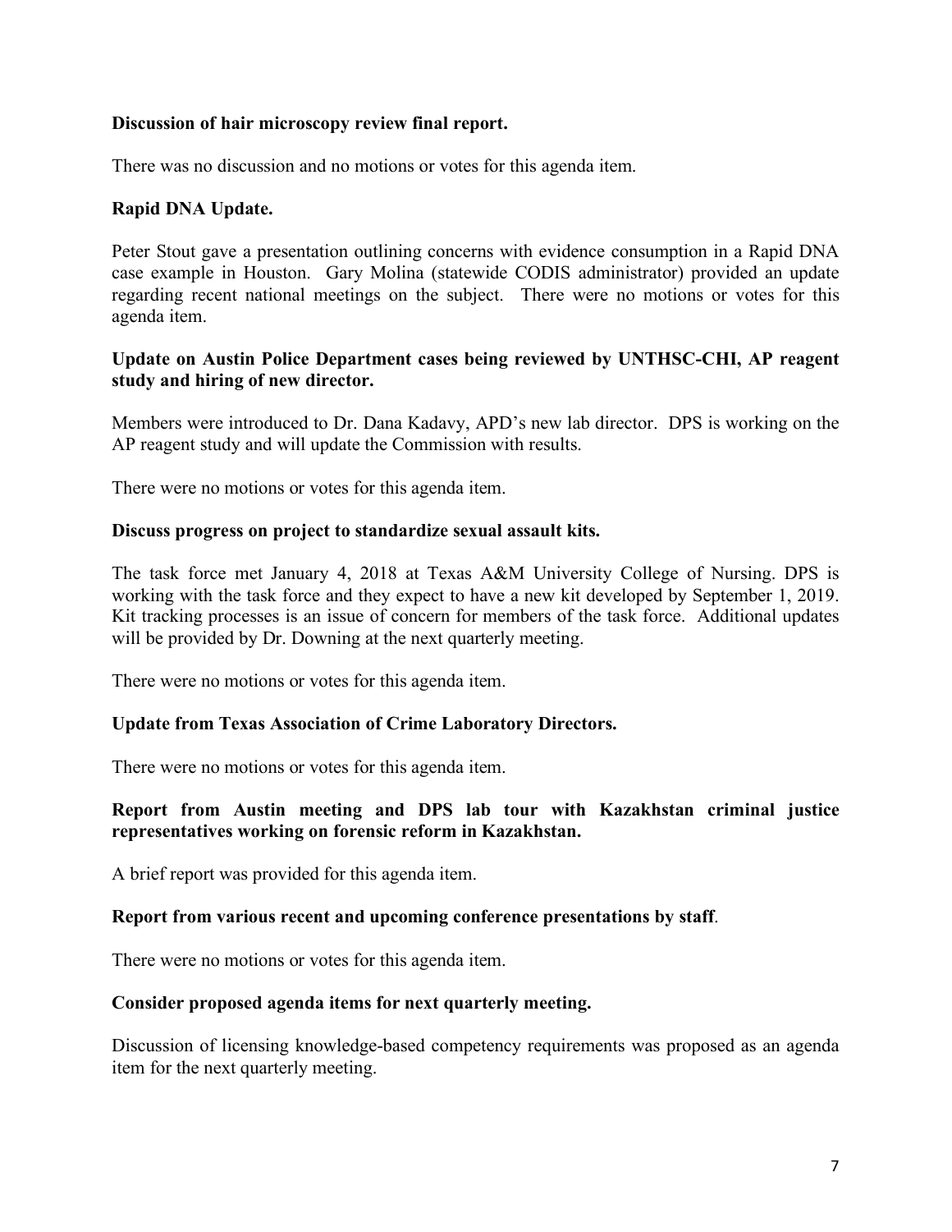**Discussion of hair microscopy review final report.**

There was no discussion and no motions or votes for this agenda item.

**Rapid DNA Update.**

Peter Stout gave a presentation outlining concerns with evidence consumption in a Rapid DNA case example in Houston. Gary Molina (statewide CODIS administrator) provided an update regarding recent national meetings on the subject. There were no motions or votes for this agenda item.

**Update on Austin Police Department cases being reviewed by UNTHSC-CHI, AP reagent study and hiring of new director.**

Members were introduced to Dr. Dana Kadavy, APD's new lab director. DPS is working on the AP reagent study and will update the Commission with results.

There were no motions or votes for this agenda item.

**Discuss progress on project to standardize sexual assault kits.**

The task force met January 4, 2018 at Texas A&M University College of Nursing. DPS is working with the task force and they expect to have a new kit developed by September 1, 2019. Kit tracking processes is an issue of concern for members of the task force. Additional updates will be provided by Dr. Downing at the next quarterly meeting.

There were no motions or votes for this agenda item.

**Update from Texas Association of Crime Laboratory Directors.**

There were no motions or votes for this agenda item.

**Report from Austin meeting and DPS lab tour with Kazakhstan criminal justice representatives working on forensic reform in Kazakhstan.**

A brief report was provided for this agenda item.

**Report from various recent and upcoming conference presentations by staff**.

There were no motions or votes for this agenda item.

**Consider proposed agenda items for next quarterly meeting.**

Discussion of licensing knowledge-based competency requirements was proposed as an agenda item for the next quarterly meeting.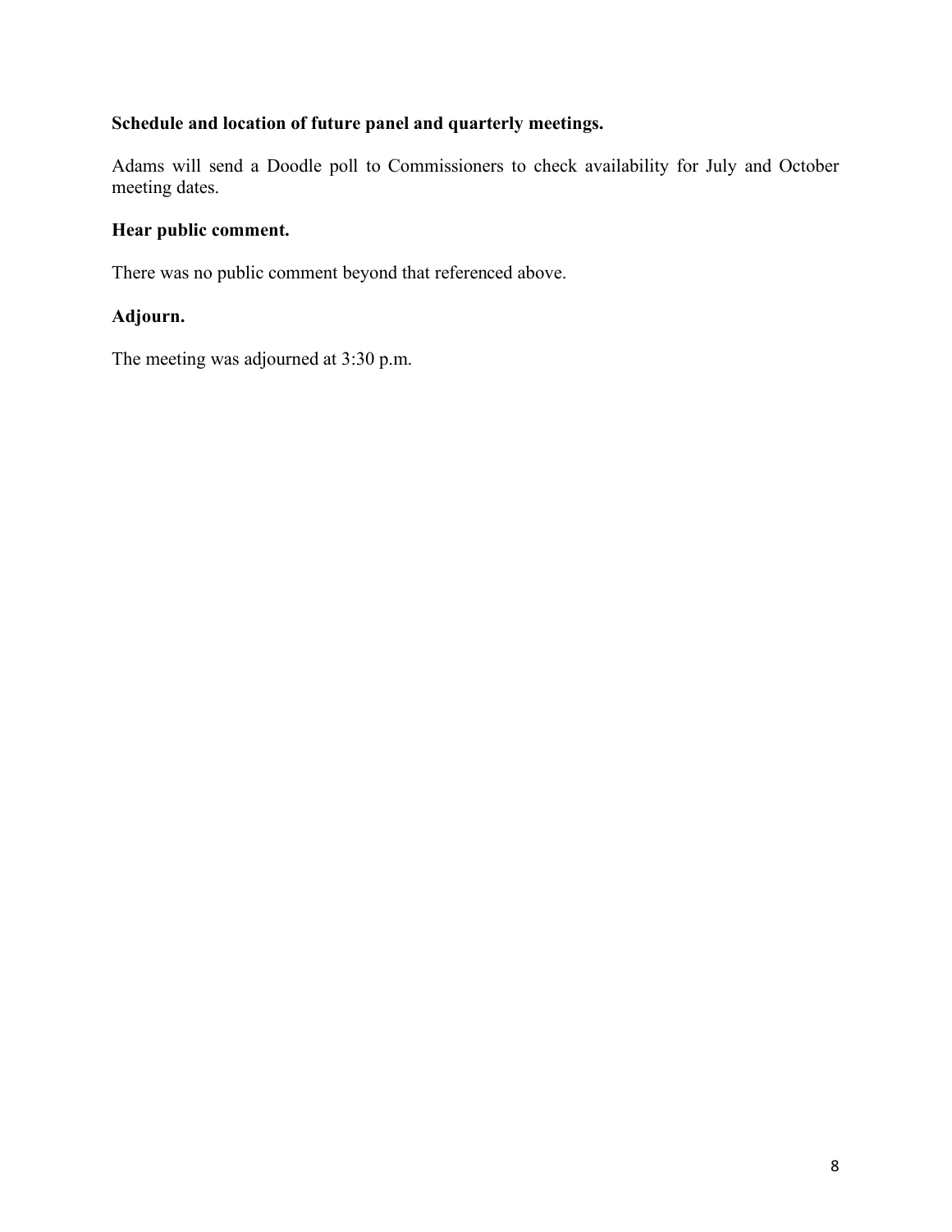**Schedule and location of future panel and quarterly meetings.**

Adams will send a Doodle poll to Commissioners to check availability for July and October meeting dates.

**Hear public comment.**

There was no public comment beyond that referenced above.

**Adjourn.**

The meeting was adjourned at 3:30 p.m.